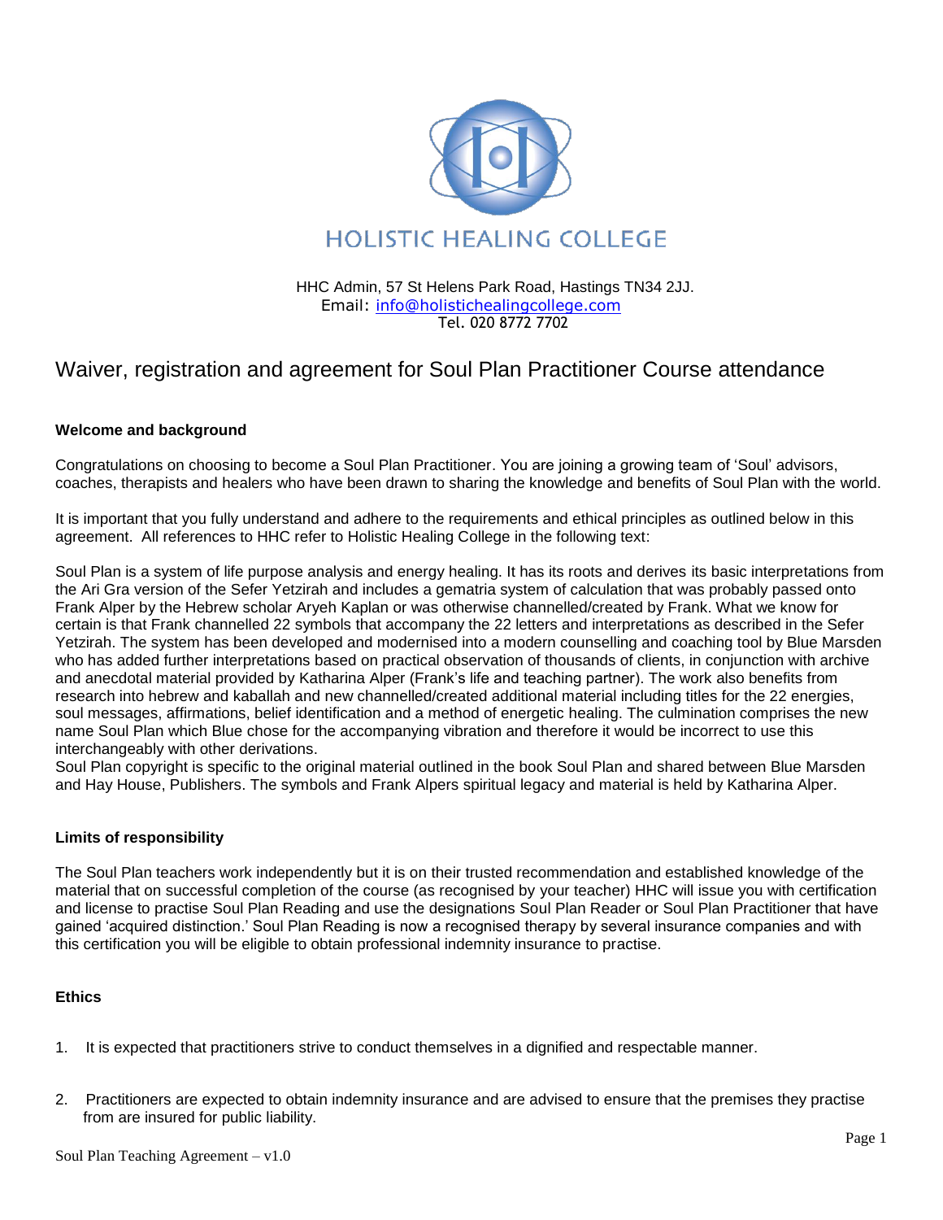HOLISTIC HEALING COLLEGE

HHC Admin, 57 St Helens Park Road, Hastings TN34 2JJ.
Email: info@holistichealingcollege.com
Tel. 020 8772 7702

# Waiver, registration and agreement for Soul Plan Practitioner Course attendance

**Welcome and background**

Congratulations on choosing to become a Soul Plan Practitioner. You are joining a growing team of 'Soul' advisors, coaches, therapists and healers who have been drawn to sharing the knowledge and benefits of Soul Plan with the world.

It is important that you fully understand and adhere to the requirements and ethical principles as outlined below in this agreement. All references to HHC refer to Holistic Healing College in the following text:

Soul Plan is a system of life purpose analysis and energy healing. It has its roots and derives its basic interpretations from the Ari Gra version of the Sefer Yetzirah and includes a gematria system of calculation that was probably passed onto Frank Alper by the Hebrew scholar Aryeh Kaplan or was otherwise channelled/created by Frank. What we know for certain is that Frank channelled 22 symbols that accompany the 22 letters and interpretations as described in the Sefer Yetzirah. The system has been developed and modernised into a modern counselling and coaching tool by Blue Marsden who has added further interpretations based on practical observation of thousands of clients, in conjunction with archive and anecdotal material provided by Katharina Alper (Frank's life and teaching partner). The work also benefits from research into hebrew and kaballah and new channelled/created additional material including titles for the 22 energies, soul messages, affirmations, belief identification and a method of energetic healing. The culmination comprises the new name Soul Plan which Blue chose for the accompanying vibration and therefore it would be incorrect to use this interchangeably with other derivations.
Soul Plan copyright is specific to the original material outlined in the book Soul Plan and shared between Blue Marsden and Hay House, Publishers. The symbols and Frank Alpers spiritual legacy and material is held by Katharina Alper.

**Limits of responsibility**

The Soul Plan teachers work independently but it is on their trusted recommendation and established knowledge of the material that on successful completion of the course (as recognised by your teacher) HHC will issue you with certification and license to practise Soul Plan Reading and use the designations Soul Plan Reader or Soul Plan Practitioner that have gained 'acquired distinction.' Soul Plan Reading is now a recognised therapy by several insurance companies and with this certification you will be eligible to obtain professional indemnity insurance to practise.

**Ethics**

1. It is expected that practitioners strive to conduct themselves in a dignified and respectable manner.

2. Practitioners are expected to obtain indemnity insurance and are advised to ensure that the premises they practise from are insured for public liability.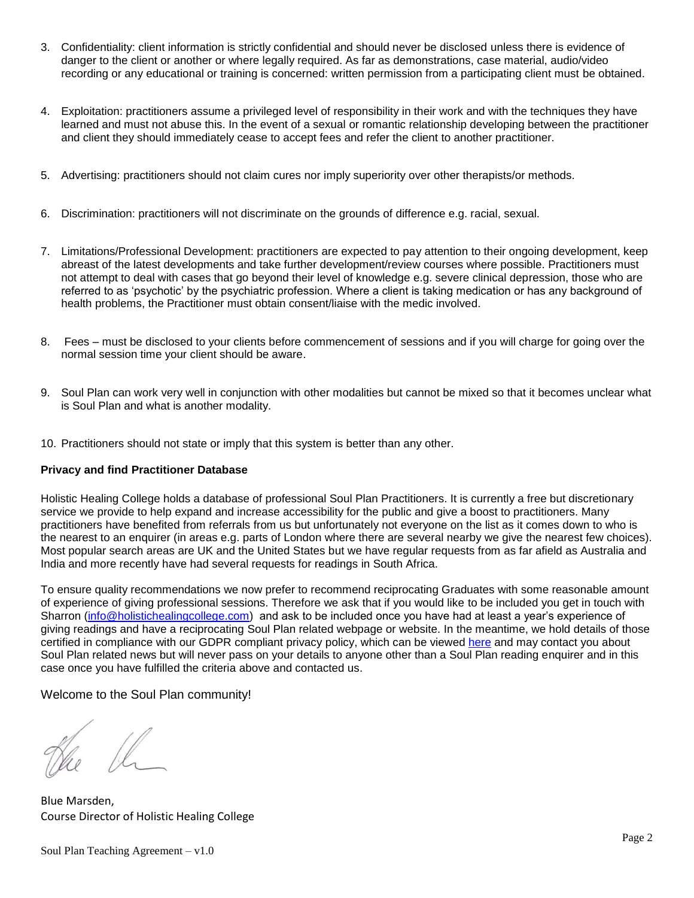3. Confidentiality: client information is strictly confidential and should never be disclosed unless there is evidence of danger to the client or another or where legally required. As far as demonstrations, case material, audio/video recording or any educational or training is concerned: written permission from a participating client must be obtained.

4. Exploitation: practitioners assume a privileged level of responsibility in their work and with the techniques they have learned and must not abuse this. In the event of a sexual or romantic relationship developing between the practitioner and client they should immediately cease to accept fees and refer the client to another practitioner.

5. Advertising: practitioners should not claim cures nor imply superiority over other therapists/or methods.

6. Discrimination: practitioners will not discriminate on the grounds of difference e.g. racial, sexual.

7. Limitations/Professional Development: practitioners are expected to pay attention to their ongoing development, keep abreast of the latest developments and take further development/review courses where possible. Practitioners must not attempt to deal with cases that go beyond their level of knowledge e.g. severe clinical depression, those who are referred to as 'psychotic' by the psychiatric profession. Where a client is taking medication or has any background of health problems, the Practitioner must obtain consent/liaise with the medic involved.

8. Fees – must be disclosed to your clients before commencement of sessions and if you will charge for going over the normal session time your client should be aware.

9. Soul Plan can work very well in conjunction with other modalities but cannot be mixed so that it becomes unclear what is Soul Plan and what is another modality.

10. Practitioners should not state or imply that this system is better than any other.

**Privacy and find Practitioner Database**

Holistic Healing College holds a database of professional Soul Plan Practitioners. It is currently a free but discretionary service we provide to help expand and increase accessibility for the public and give a boost to practitioners. Many practitioners have benefited from referrals from us but unfortunately not everyone on the list as it comes down to who is the nearest to an enquirer (in areas e.g. parts of London where there are several nearby we give the nearest few choices). Most popular search areas are UK and the United States but we have regular requests from as far afield as Australia and India and more recently have had several requests for readings in South Africa.

To ensure quality recommendations we now prefer to recommend reciprocating Graduates with some reasonable amount of experience of giving professional sessions. Therefore we ask that if you would like to be included you get in touch with Sharron (info@holistichealingcollege.com) and ask to be included once you have had at least a year's experience of giving readings and have a reciprocating Soul Plan related webpage or website. In the meantime, we hold details of those certified in compliance with our GDPR compliant privacy policy, which can be viewed here and may contact you about Soul Plan related news but will never pass on your details to anyone other than a Soul Plan reading enquirer and in this case once you have fulfilled the criteria above and contacted us.

Welcome to the Soul Plan community!

Blue Marsden,
Course Director of Holistic Healing College

Soul Plan Teaching Agreement – v1.0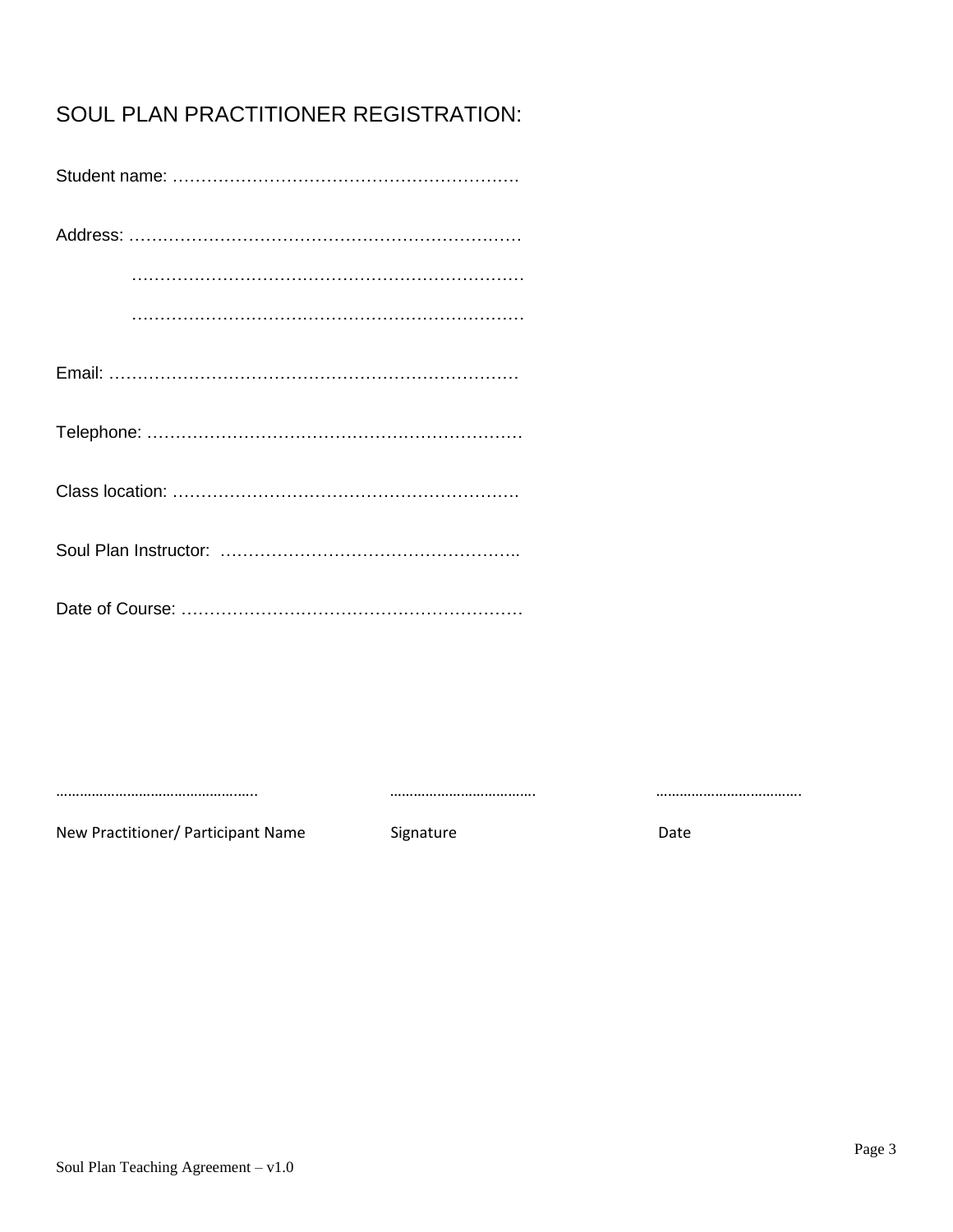# SOUL PLAN PRACTITIONER REGISTRATION:

Student name: ……………………………………………………

Address: ……………………………………………………………

……………………………………………………………

……………………………………………………………

Email: ………………………………………………………………

Telephone: …………………………………………………………

Class location: ……………………………………………………

Soul Plan Instructor: ……………………………………………..

Date of Course: ……………………………………………………

| …………………………………………… | ……………………………… | ……………………………… |
|---|---|---|
| New Practitioner/ Participant Name | Signature | Date |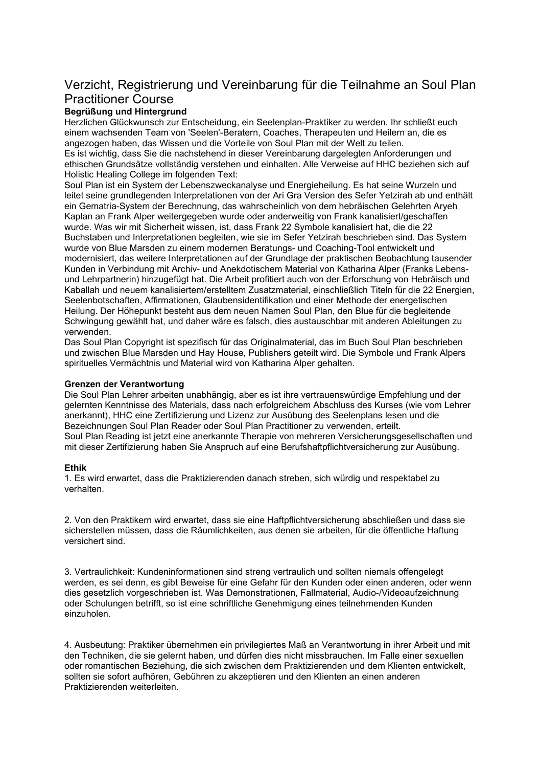# Verzicht, Registrierung und Vereinbarung für die Teilnahme an Soul Plan Practitioner Course

**Begrüßung und Hintergrund**

Herzlichen Glückwunsch zur Entscheidung, ein Seelenplan-Praktiker zu werden. Ihr schließt euch einem wachsenden Team von 'Seelen'-Beratern, Coaches, Therapeuten und Heilern an, die es angezogen haben, das Wissen und die Vorteile von Soul Plan mit der Welt zu teilen.

Es ist wichtig, dass Sie die nachstehend in dieser Vereinbarung dargelegten Anforderungen und ethischen Grundsätze vollständig verstehen und einhalten. Alle Verweise auf HHC beziehen sich auf Holistic Healing College im folgenden Text:

Soul Plan ist ein System der Lebenszweckanalyse und Energieheilung. Es hat seine Wurzeln und leitet seine grundlegenden Interpretationen von der Ari Gra Version des Sefer Yetzirah ab und enthält ein Gematria-System der Berechnung, das wahrscheinlich von dem hebräischen Gelehrten Aryeh Kaplan an Frank Alper weitergegeben wurde oder anderweitig von Frank kanalisiert/geschaffen wurde. Was wir mit Sicherheit wissen, ist, dass Frank 22 Symbole kanalisiert hat, die die 22 Buchstaben und Interpretationen begleiten, wie sie im Sefer Yetzirah beschrieben sind. Das System wurde von Blue Marsden zu einem modernen Beratungs- und Coaching-Tool entwickelt und modernisiert, das weitere Interpretationen auf der Grundlage der praktischen Beobachtung tausender Kunden in Verbindung mit Archiv- und Anekdotischem Material von Katharina Alper (Franks Lebens- und Lehrpartnerin) hinzugefügt hat. Die Arbeit profitiert auch von der Erforschung von Hebräisch und Kaballah und neuem kanalisiertem/erstelltem Zusatzmaterial, einschließlich Titeln für die 22 Energien, Seelenbotschaften, Affirmationen, Glaubensidentifikation und einer Methode der energetischen Heilung. Der Höhepunkt besteht aus dem neuen Namen Soul Plan, den Blue für die begleitende Schwingung gewählt hat, und daher wäre es falsch, dies austauschbar mit anderen Ableitungen zu verwenden.

Das Soul Plan Copyright ist spezifisch für das Originalmaterial, das im Buch Soul Plan beschrieben und zwischen Blue Marsden und Hay House, Publishers geteilt wird. Die Symbole und Frank Alpers spirituelles Vermächtnis und Material wird von Katharina Alper gehalten.

**Grenzen der Verantwortung**

Die Soul Plan Lehrer arbeiten unabhängig, aber es ist ihre vertrauenswürdige Empfehlung und der gelernten Kenntnisse des Materials, dass nach erfolgreichem Abschluss des Kurses (wie vom Lehrer anerkannt), HHC eine Zertifizierung und Lizenz zur Ausübung des Seelenplans lesen und die Bezeichnungen Soul Plan Reader oder Soul Plan Practitioner zu verwenden, erteilt.

Soul Plan Reading ist jetzt eine anerkannte Therapie von mehreren Versicherungsgesellschaften und mit dieser Zertifizierung haben Sie Anspruch auf eine Berufshaftpflichtversicherung zur Ausübung.

**Ethik**

1. Es wird erwartet, dass die Praktizierenden danach streben, sich würdig und respektabel zu verhalten.

2. Von den Praktikern wird erwartet, dass sie eine Haftpflichtversicherung abschließen und dass sie sicherstellen müssen, dass die Räumlichkeiten, aus denen sie arbeiten, für die öffentliche Haftung versichert sind.

3. Vertraulichkeit: Kundeninformationen sind streng vertraulich und sollten niemals offengelegt werden, es sei denn, es gibt Beweise für eine Gefahr für den Kunden oder einen anderen, oder wenn dies gesetzlich vorgeschrieben ist. Was Demonstrationen, Fallmaterial, Audio-/Videoaufzeichnung oder Schulungen betrifft, so ist eine schriftliche Genehmigung eines teilnehmenden Kunden einzuholen.

4. Ausbeutung: Praktiker übernehmen ein privilegiertes Maß an Verantwortung in ihrer Arbeit und mit den Techniken, die sie gelernt haben, und dürfen dies nicht missbrauchen. Im Falle einer sexuellen oder romantischen Beziehung, die sich zwischen dem Praktizierenden und dem Klienten entwickelt, sollten sie sofort aufhören, Gebühren zu akzeptieren und den Klienten an einen anderen Praktizierenden weiterleiten.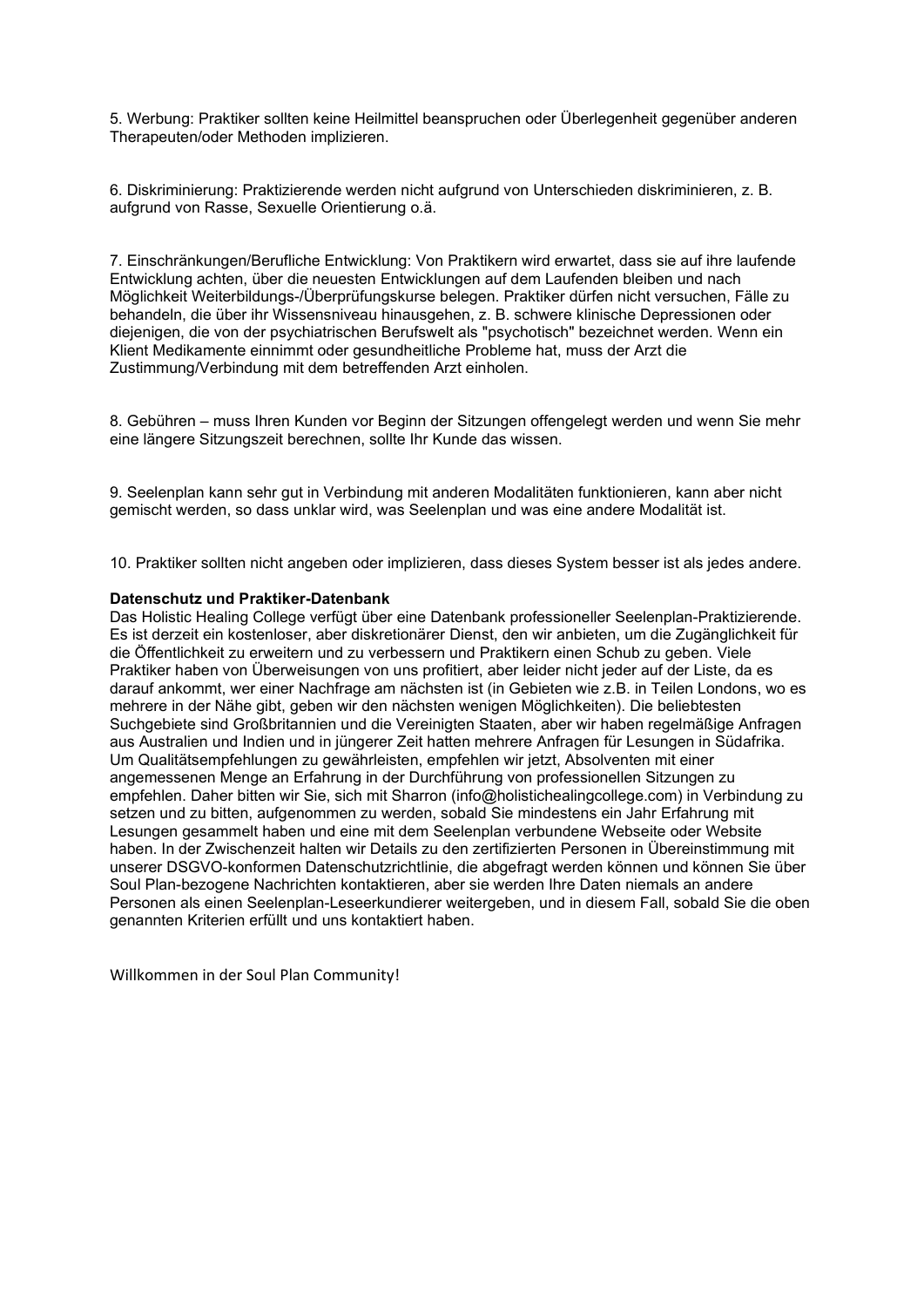5. Werbung: Praktiker sollten keine Heilmittel beanspruchen oder Überlegenheit gegenüber anderen Therapeuten/oder Methoden implizieren.

6. Diskriminierung: Praktizierende werden nicht aufgrund von Unterschieden diskriminieren, z. B. aufgrund von Rasse, Sexuelle Orientierung o.ä.

7. Einschränkungen/Berufliche Entwicklung: Von Praktikern wird erwartet, dass sie auf ihre laufende Entwicklung achten, über die neuesten Entwicklungen auf dem Laufenden bleiben und nach Möglichkeit Weiterbildungs-/Überprüfungskurse belegen. Praktiker dürfen nicht versuchen, Fälle zu behandeln, die über ihr Wissensniveau hinausgehen, z. B. schwere klinische Depressionen oder diejenigen, die von der psychiatrischen Berufswelt als "psychotisch" bezeichnet werden. Wenn ein Klient Medikamente einnimmt oder gesundheitliche Probleme hat, muss der Arzt die Zustimmung/Verbindung mit dem betreffenden Arzt einholen.

8. Gebühren – muss Ihren Kunden vor Beginn der Sitzungen offengelegt werden und wenn Sie mehr eine längere Sitzungszeit berechnen, sollte Ihr Kunde das wissen.

9. Seelenplan kann sehr gut in Verbindung mit anderen Modalitäten funktionieren, kann aber nicht gemischt werden, so dass unklar wird, was Seelenplan und was eine andere Modalität ist.

10. Praktiker sollten nicht angeben oder implizieren, dass dieses System besser ist als jedes andere.

**Datenschutz und Praktiker-Datenbank**
Das Holistic Healing College verfügt über eine Datenbank professioneller Seelenplan-Praktizierende. Es ist derzeit ein kostenloser, aber diskretionärer Dienst, den wir anbieten, um die Zugänglichkeit für die Öffentlichkeit zu erweitern und zu verbessern und Praktikern einen Schub zu geben. Viele Praktiker haben von Überweisungen von uns profitiert, aber leider nicht jeder auf der Liste, da es darauf ankommt, wer einer Nachfrage am nächsten ist (in Gebieten wie z.B. in Teilen Londons, wo es mehrere in der Nähe gibt, geben wir den nächsten wenigen Möglichkeiten). Die beliebtesten Suchgebiete sind Großbritannien und die Vereinigten Staaten, aber wir haben regelmäßige Anfragen aus Australien und Indien und in jüngerer Zeit hatten mehrere Anfragen für Lesungen in Südafrika. Um Qualitätsempfehlungen zu gewährleisten, empfehlen wir jetzt, Absolventen mit einer angemessenen Menge an Erfahrung in der Durchführung von professionellen Sitzungen zu empfehlen. Daher bitten wir Sie, sich mit Sharron (info@holistichealingcollege.com) in Verbindung zu setzen und zu bitten, aufgenommen zu werden, sobald Sie mindestens ein Jahr Erfahrung mit Lesungen gesammelt haben und eine mit dem Seelenplan verbundene Webseite oder Website haben. In der Zwischenzeit halten wir Details zu den zertifizierten Personen in Übereinstimmung mit unserer DSGVO-konformen Datenschutzrichtlinie, die abgefragt werden können und können Sie über Soul Plan-bezogene Nachrichten kontaktieren, aber sie werden Ihre Daten niemals an andere Personen als einen Seelenplan-Leseerkundierer weitergeben, und in diesem Fall, sobald Sie die oben genannten Kriterien erfüllt und uns kontaktiert haben.

Willkommen in der Soul Plan Community!